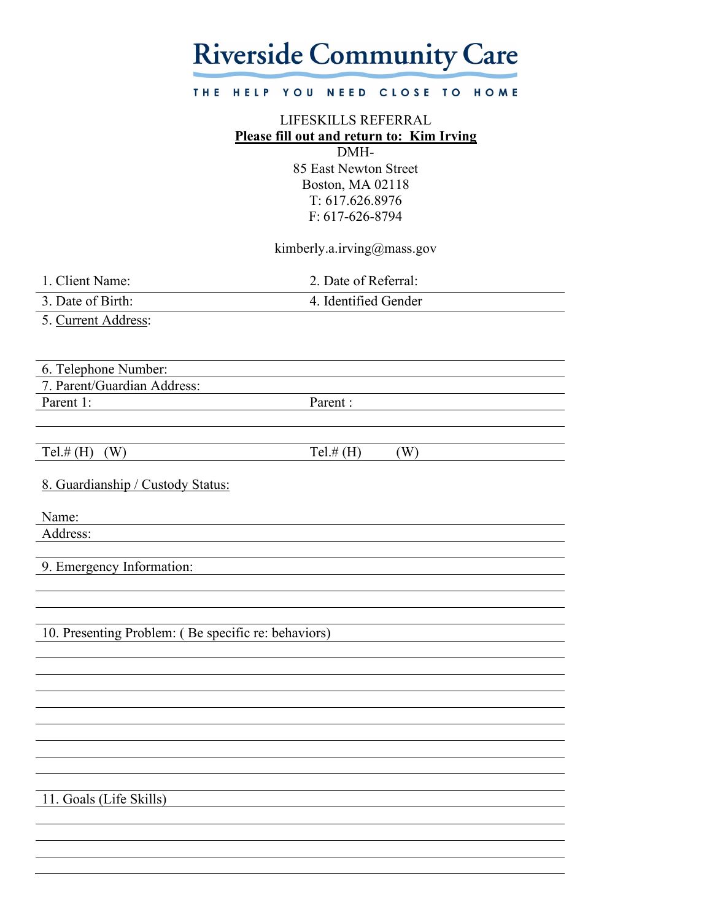# Riverside Community Care

THE HELP YOU NEED CLOSE TO HOME

LIFESKILLS REFERRAL

**Please fill out and return to: Kim Irving**

DMH-
85 East Newton Street
Boston, MA 02118
T: 617.626.8976
F: 617-626-8794

kimberly.a.irving@mass.gov

| 1. Client Name: | 2. Date of Referral: |
|---|---|
| 3. Date of Birth: | 4. Identified Gender |

5. Current Address:

6. Telephone Number:

7. Parent/Guardian Address:

| Parent 1: | Parent : |
|---|---|
| | |
| | |
| Tel.# (H) (W) | Tel.# (H) (W) |

8. Guardianship / Custody Status:

Name:

Address:

9. Emergency Information:

10. Presenting Problem: ( Be specific re: behaviors)

11. Goals (Life Skills)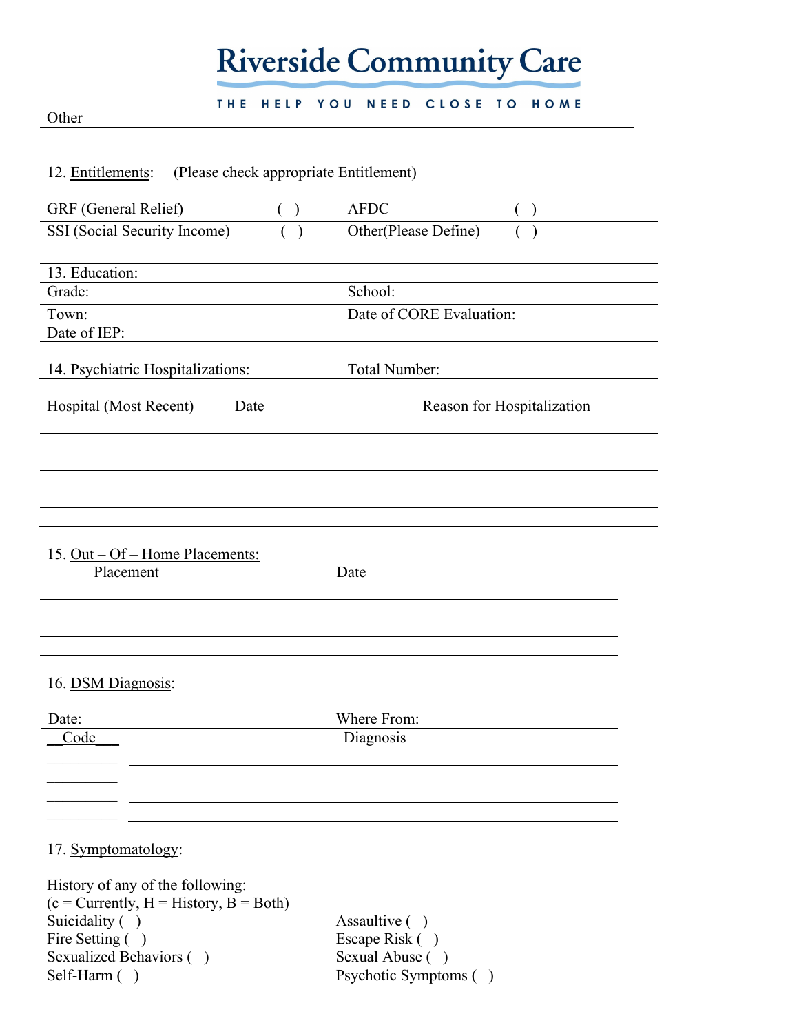Other

12. Entitlements: (Please check appropriate Entitlement)

| | | | |
|---|---|---|---|
| GRF (General Relief) | ( ) | AFDC | ( ) |
| SSI (Social Security Income) | ( ) | Other(Please Define) | ( ) |

13. Education:

| | |
|---|---|
| Grade: | School: |
| Town: | Date of CORE Evaluation: |
| Date of IEP: | |

14. Psychiatric Hospitalizations: Total Number:

| Hospital (Most Recent) | Date | Reason for Hospitalization |
|---|---|---|
| | | |
| | | |
| | | |
| | | |
| | | |

15. Out – Of – Home Placements:

| Placement | Date |
|---|---|
| | |
| | |
| | |
| | |

16. DSM Diagnosis:

Date: Where From:

| Code | Diagnosis |
|---|---|
| | |
| | |
| | |
| | |

17. Symptomatology:

History of any of the following:
(c = Currently, H = History, B = Both)

| | |
|---|---|
| Suicidality ( ) | Assaultive ( ) |
| Fire Setting ( ) | Escape Risk ( ) |
| Sexualized Behaviors ( ) | Sexual Abuse ( ) |
| Self-Harm ( ) | Psychotic Symptoms ( ) |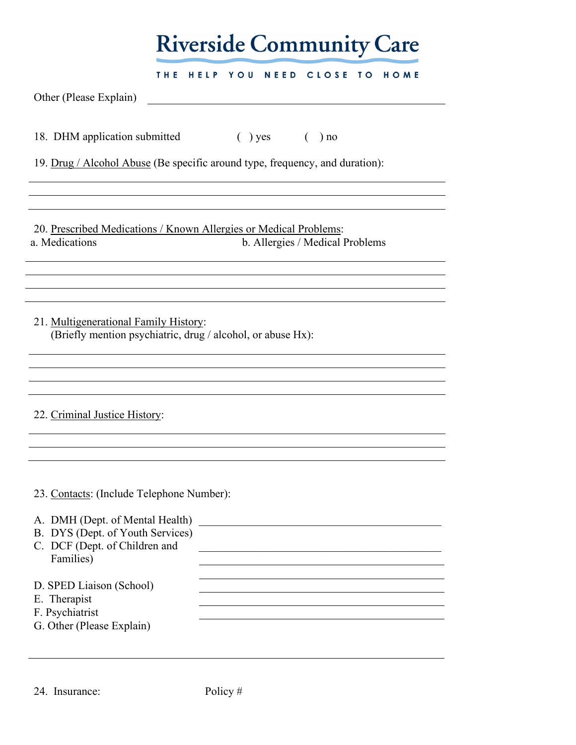# Riverside Community Care

THE HELP YOU NEED CLOSE TO HOME

Other (Please Explain) ________________________________

18. DHM application submitted ( ) yes ( ) no

19. Drug / Alcohol Abuse (Be specific around type, frequency, and duration):

________________________________

________________________________

________________________________

20. Prescribed Medications / Known Allergies or Medical Problems:

a. Medications b. Allergies / Medical Problems

________________________________

________________________________

________________________________

________________________________

21. Multigenerational Family History:
(Briefly mention psychiatric, drug / alcohol, or abuse Hx):

________________________________

________________________________

________________________________

________________________________

22. Criminal Justice History:

________________________________

________________________________

________________________________

23. Contacts: (Include Telephone Number):

A. DMH (Dept. of Mental Health) ________________________________
B. DYS (Dept. of Youth Services)
C. DCF (Dept. of Children and Families) ________________________________
D. SPED Liaison (School) ________________________________
E. Therapist ________________________________
F. Psychiatrist ________________________________
G. Other (Please Explain) ________________________________

________________________________

24. Insurance: Policy #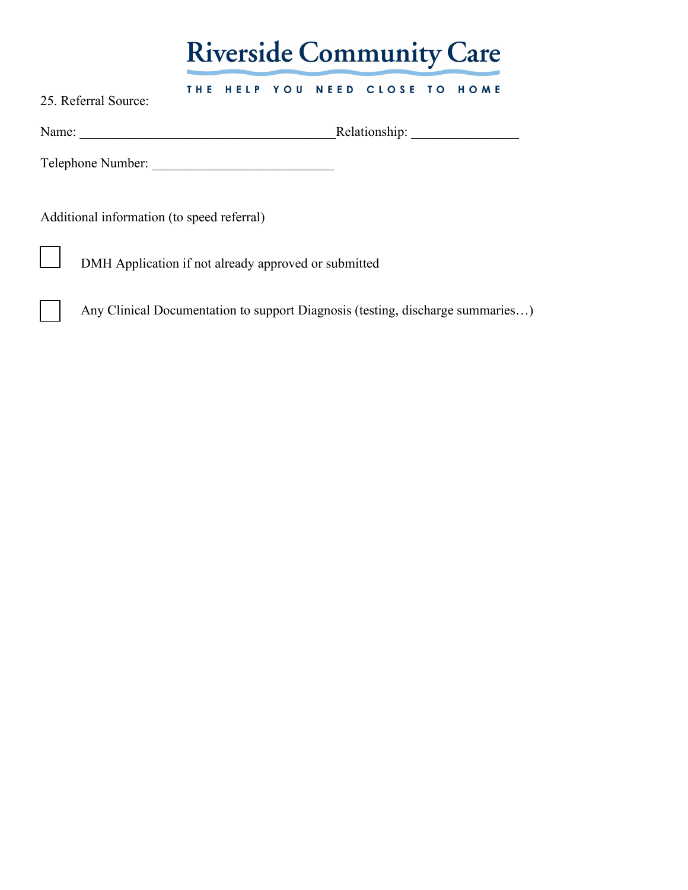Riverside Community Care

THE HELP YOU NEED CLOSE TO HOME

25. Referral Source:

Name: _____________________________________Relationship: _______________

Telephone Number: __________________________

Additional information (to speed referral)

☐ DMH Application if not already approved or submitted

☐ Any Clinical Documentation to support Diagnosis (testing, discharge summaries…)